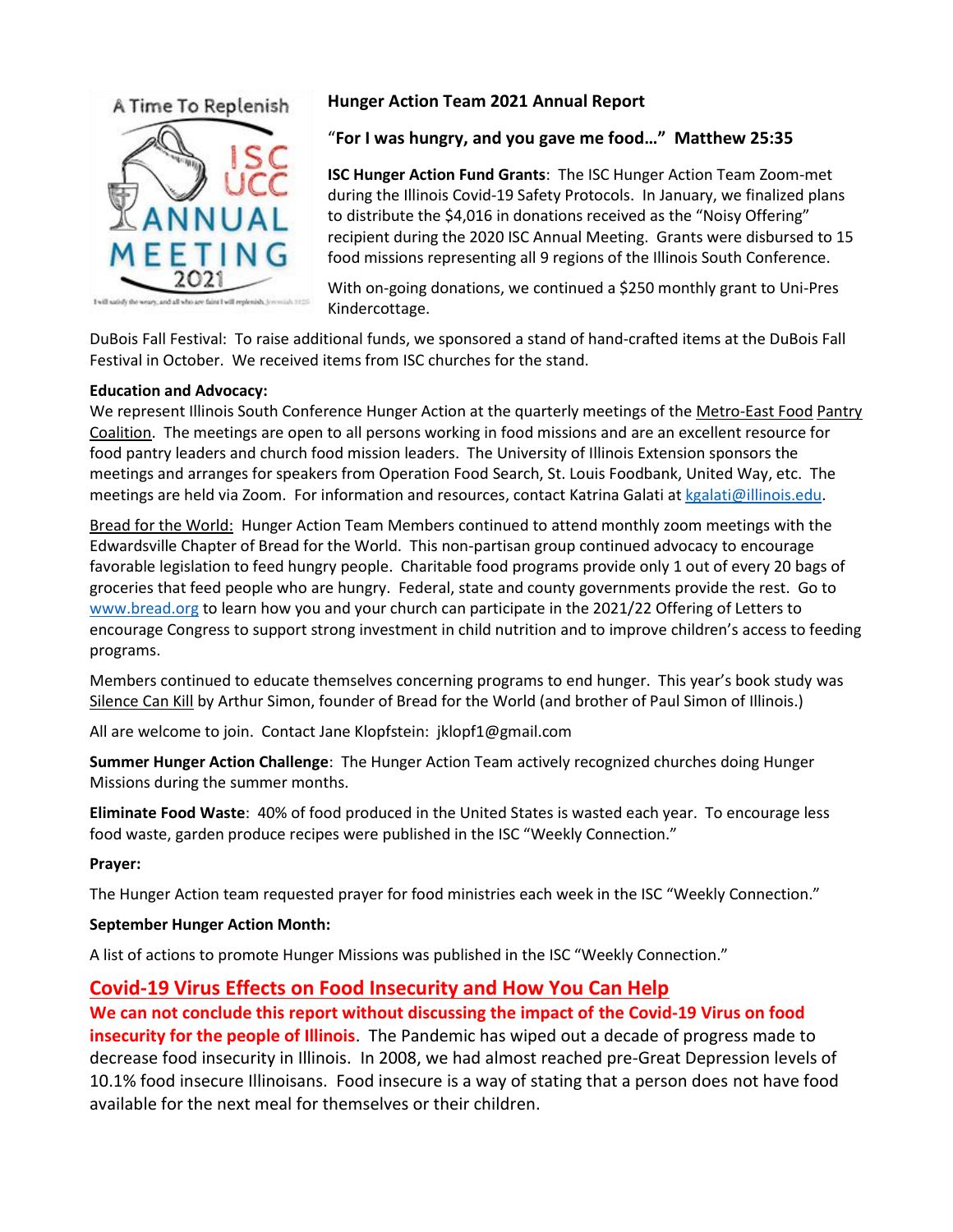A Time To Replenish

ISC UCC ANNUAL MEETING 2021

I will satisfy the weary, and all who are faint I will replenish. Jeremiah 31:25

## Hunger Action Team 2021 Annual Report

"**For I was hungry, and you gave me food…" Matthew 25:35**

**ISC Hunger Action Fund Grants**: The ISC Hunger Action Team Zoom-met during the Illinois Covid-19 Safety Protocols. In January, we finalized plans to distribute the $4,016 in donations received as the "Noisy Offering" recipient during the 2020 ISC Annual Meeting. Grants were disbursed to 15 food missions representing all 9 regions of the Illinois South Conference.

With on-going donations, we continued a $250 monthly grant to Uni-Pres Kindercottage.

DuBois Fall Festival: To raise additional funds, we sponsored a stand of hand-crafted items at the DuBois Fall Festival in October. We received items from ISC churches for the stand.

**Education and Advocacy:**
We represent Illinois South Conference Hunger Action at the quarterly meetings of the Metro-East Food Pantry Coalition. The meetings are open to all persons working in food missions and are an excellent resource for food pantry leaders and church food mission leaders. The University of Illinois Extension sponsors the meetings and arranges for speakers from Operation Food Search, St. Louis Foodbank, United Way, etc. The meetings are held via Zoom. For information and resources, contact Katrina Galati at kgalati@illinois.edu.

Bread for the World: Hunger Action Team Members continued to attend monthly zoom meetings with the Edwardsville Chapter of Bread for the World. This non-partisan group continued advocacy to encourage favorable legislation to feed hungry people. Charitable food programs provide only 1 out of every 20 bags of groceries that feed people who are hungry. Federal, state and county governments provide the rest. Go to www.bread.org to learn how you and your church can participate in the 2021/22 Offering of Letters to encourage Congress to support strong investment in child nutrition and to improve children's access to feeding programs.

Members continued to educate themselves concerning programs to end hunger. This year's book study was Silence Can Kill by Arthur Simon, founder of Bread for the World (and brother of Paul Simon of Illinois.)

All are welcome to join. Contact Jane Klopfstein: jklopf1@gmail.com

**Summer Hunger Action Challenge**: The Hunger Action Team actively recognized churches doing Hunger Missions during the summer months.

**Eliminate Food Waste**: 40% of food produced in the United States is wasted each year. To encourage less food waste, garden produce recipes were published in the ISC "Weekly Connection."

**Prayer:**

The Hunger Action team requested prayer for food ministries each week in the ISC "Weekly Connection."

**September Hunger Action Month:**

A list of actions to promote Hunger Missions was published in the ISC "Weekly Connection."

## Covid-19 Virus Effects on Food Insecurity and How You Can Help

**We can not conclude this report without discussing the impact of the Covid-19 Virus on food insecurity for the people of Illinois**. The Pandemic has wiped out a decade of progress made to decrease food insecurity in Illinois. In 2008, we had almost reached pre-Great Depression levels of 10.1% food insecure Illinoisans. Food insecure is a way of stating that a person does not have food available for the next meal for themselves or their children.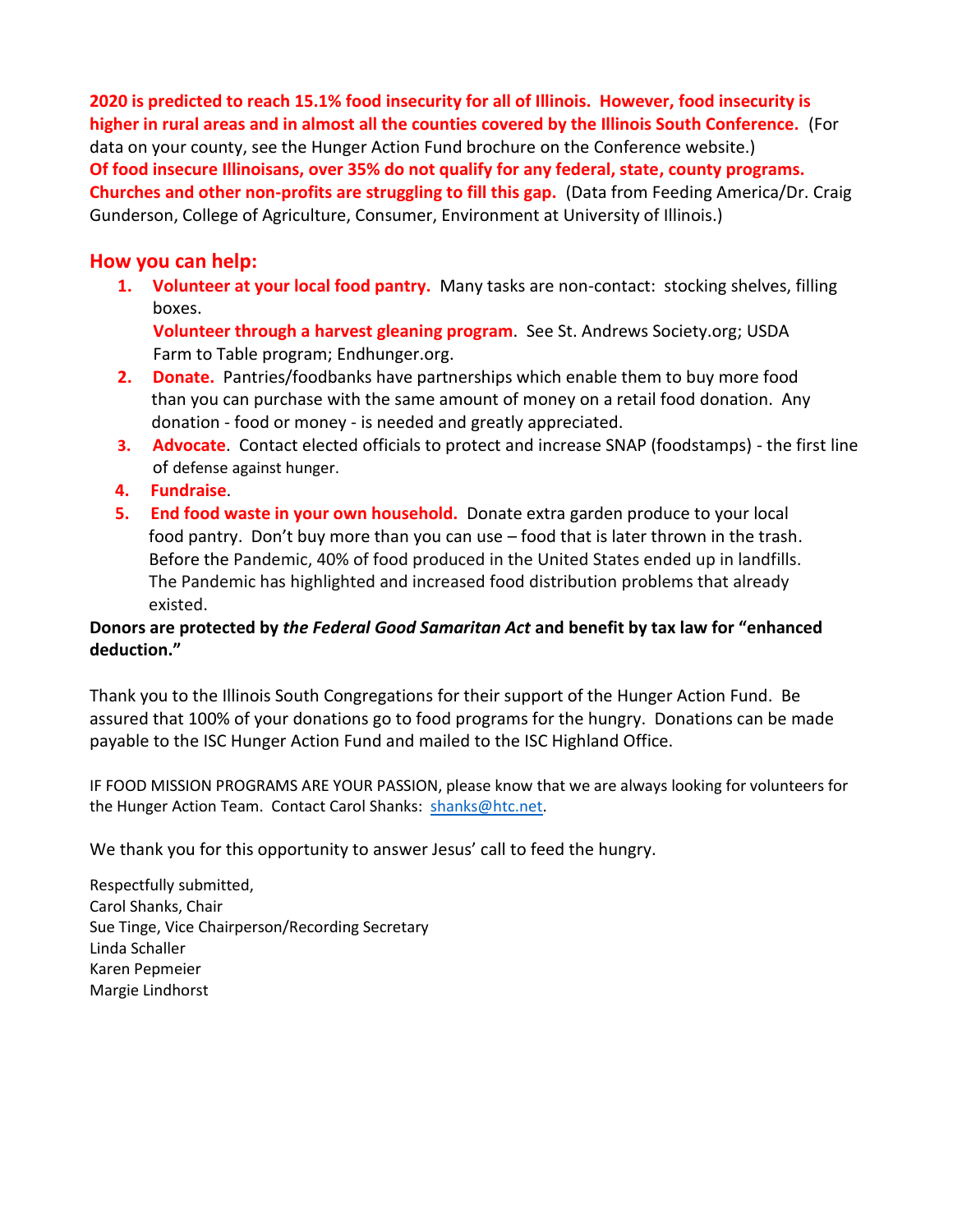**2020 is predicted to reach 15.1% food insecurity for all of Illinois. However, food insecurity is higher in rural areas and in almost all the counties covered by the Illinois South Conference.** (For data on your county, see the Hunger Action Fund brochure on the Conference website.)
**Of food insecure Illinoisans, over 35% do not qualify for any federal, state, county programs. Churches and other non-profits are struggling to fill this gap.** (Data from Feeding America/Dr. Craig Gunderson, College of Agriculture, Consumer, Environment at University of Illinois.)

## How you can help:

1. **Volunteer at your local food pantry.** Many tasks are non-contact: stocking shelves, filling boxes.
   **Volunteer through a harvest gleaning program**. See St. Andrews Society.org; USDA Farm to Table program; Endhunger.org.
2. **Donate.** Pantries/foodbanks have partnerships which enable them to buy more food than you can purchase with the same amount of money on a retail food donation. Any donation - food or money - is needed and greatly appreciated.
3. **Advocate**. Contact elected officials to protect and increase SNAP (foodstamps) - the first line of defense against hunger.
4. **Fundraise**.
5. **End food waste in your own household.** Donate extra garden produce to your local food pantry. Don't buy more than you can use – food that is later thrown in the trash. Before the Pandemic, 40% of food produced in the United States ended up in landfills. The Pandemic has highlighted and increased food distribution problems that already existed.

**Donors are protected by *the Federal Good Samaritan Act* and benefit by tax law for "enhanced deduction."**

Thank you to the Illinois South Congregations for their support of the Hunger Action Fund. Be assured that 100% of your donations go to food programs for the hungry. Donations can be made payable to the ISC Hunger Action Fund and mailed to the ISC Highland Office.

IF FOOD MISSION PROGRAMS ARE YOUR PASSION, please know that we are always looking for volunteers for the Hunger Action Team. Contact Carol Shanks: shanks@htc.net.

We thank you for this opportunity to answer Jesus' call to feed the hungry.

Respectfully submitted,
Carol Shanks, Chair
Sue Tinge, Vice Chairperson/Recording Secretary
Linda Schaller
Karen Pepmeier
Margie Lindhorst